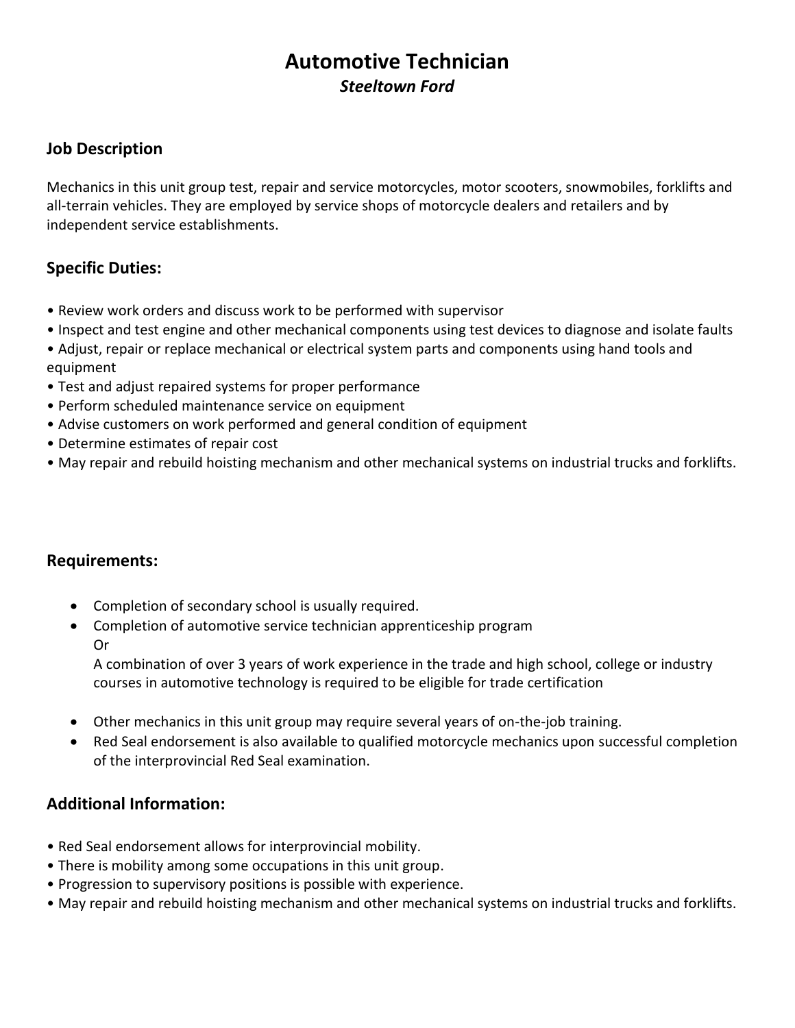# Automotive Technician

***Steeltown Ford***

## Job Description

Mechanics in this unit group test, repair and service motorcycles, motor scooters, snowmobiles, forklifts and all-terrain vehicles. They are employed by service shops of motorcycle dealers and retailers and by independent service establishments.

## Specific Duties:

- Review work orders and discuss work to be performed with supervisor
- Inspect and test engine and other mechanical components using test devices to diagnose and isolate faults
- Adjust, repair or replace mechanical or electrical system parts and components using hand tools and equipment
- Test and adjust repaired systems for proper performance
- Perform scheduled maintenance service on equipment
- Advise customers on work performed and general condition of equipment
- Determine estimates of repair cost
- May repair and rebuild hoisting mechanism and other mechanical systems on industrial trucks and forklifts.

## Requirements:

- Completion of secondary school is usually required.
- Completion of automotive service technician apprenticeship program
  Or
  A combination of over 3 years of work experience in the trade and high school, college or industry courses in automotive technology is required to be eligible for trade certification
- Other mechanics in this unit group may require several years of on-the-job training.
- Red Seal endorsement is also available to qualified motorcycle mechanics upon successful completion of the interprovincial Red Seal examination.

## Additional Information:

- Red Seal endorsement allows for interprovincial mobility.
- There is mobility among some occupations in this unit group.
- Progression to supervisory positions is possible with experience.
- May repair and rebuild hoisting mechanism and other mechanical systems on industrial trucks and forklifts.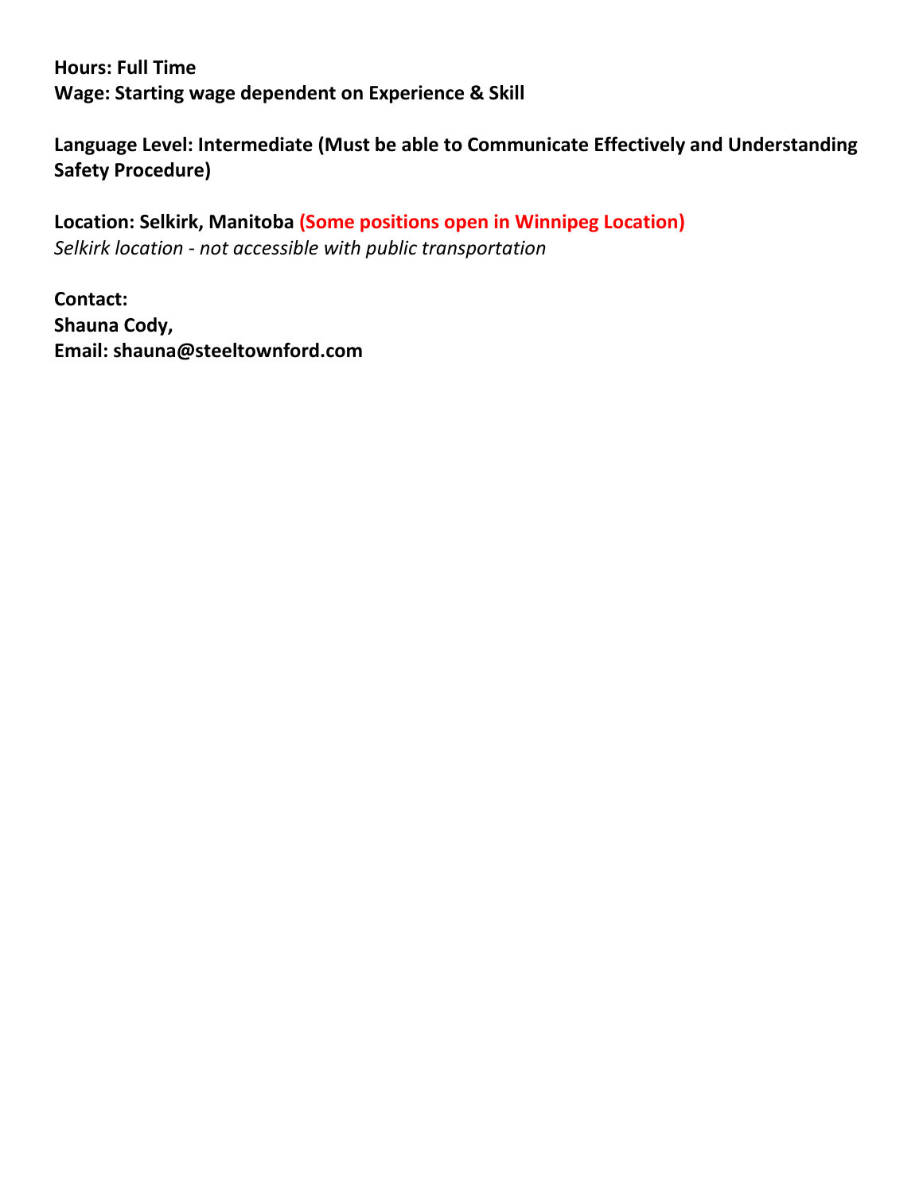**Hours: Full Time**
**Wage: Starting wage dependent on Experience & Skill**

**Language Level: Intermediate (Must be able to Communicate Effectively and Understanding Safety Procedure)**

**Location: Selkirk, Manitoba (Some positions open in Winnipeg Location)**
*Selkirk location - not accessible with public transportation*

**Contact:**
**Shauna Cody,**
**Email: shauna@steeltownford.com**